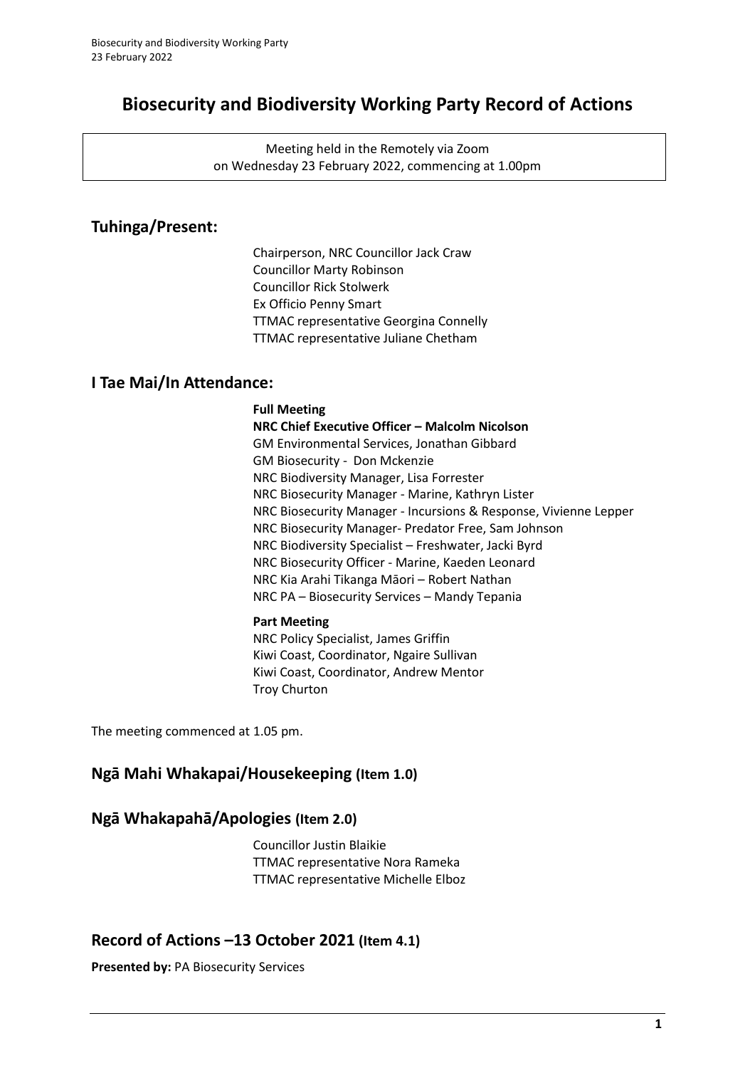# Biosecurity and Biodiversity Working Party Record of Actions

Meeting held in the Remotely via Zoom
on Wednesday 23 February 2022, commencing at 1.00pm

## Tuhinga/Present:

Chairperson, NRC Councillor Jack Craw
Councillor Marty Robinson
Councillor Rick Stolwerk
Ex Officio Penny Smart
TTMAC representative Georgina Connelly
TTMAC representative Juliane Chetham

## I Tae Mai/In Attendance:

**Full Meeting**
**NRC Chief Executive Officer – Malcolm Nicolson**
GM Environmental Services, Jonathan Gibbard
GM Biosecurity - Don Mckenzie
NRC Biodiversity Manager, Lisa Forrester
NRC Biosecurity Manager - Marine, Kathryn Lister
NRC Biosecurity Manager - Incursions & Response, Vivienne Lepper
NRC Biosecurity Manager- Predator Free, Sam Johnson
NRC Biodiversity Specialist – Freshwater, Jacki Byrd
NRC Biosecurity Officer - Marine, Kaeden Leonard
NRC Kia Arahi Tikanga Māori – Robert Nathan
NRC PA – Biosecurity Services – Mandy Tepania

**Part Meeting**
NRC Policy Specialist, James Griffin
Kiwi Coast, Coordinator, Ngaire Sullivan
Kiwi Coast, Coordinator, Andrew Mentor
Troy Churton

The meeting commenced at 1.05 pm.

## Ngā Mahi Whakapai/Housekeeping (Item 1.0)

## Ngā Whakapahā/Apologies (Item 2.0)

Councillor Justin Blaikie
TTMAC representative Nora Rameka
TTMAC representative Michelle Elboz

## Record of Actions –13 October 2021 (Item 4.1)

**Presented by:** PA Biosecurity Services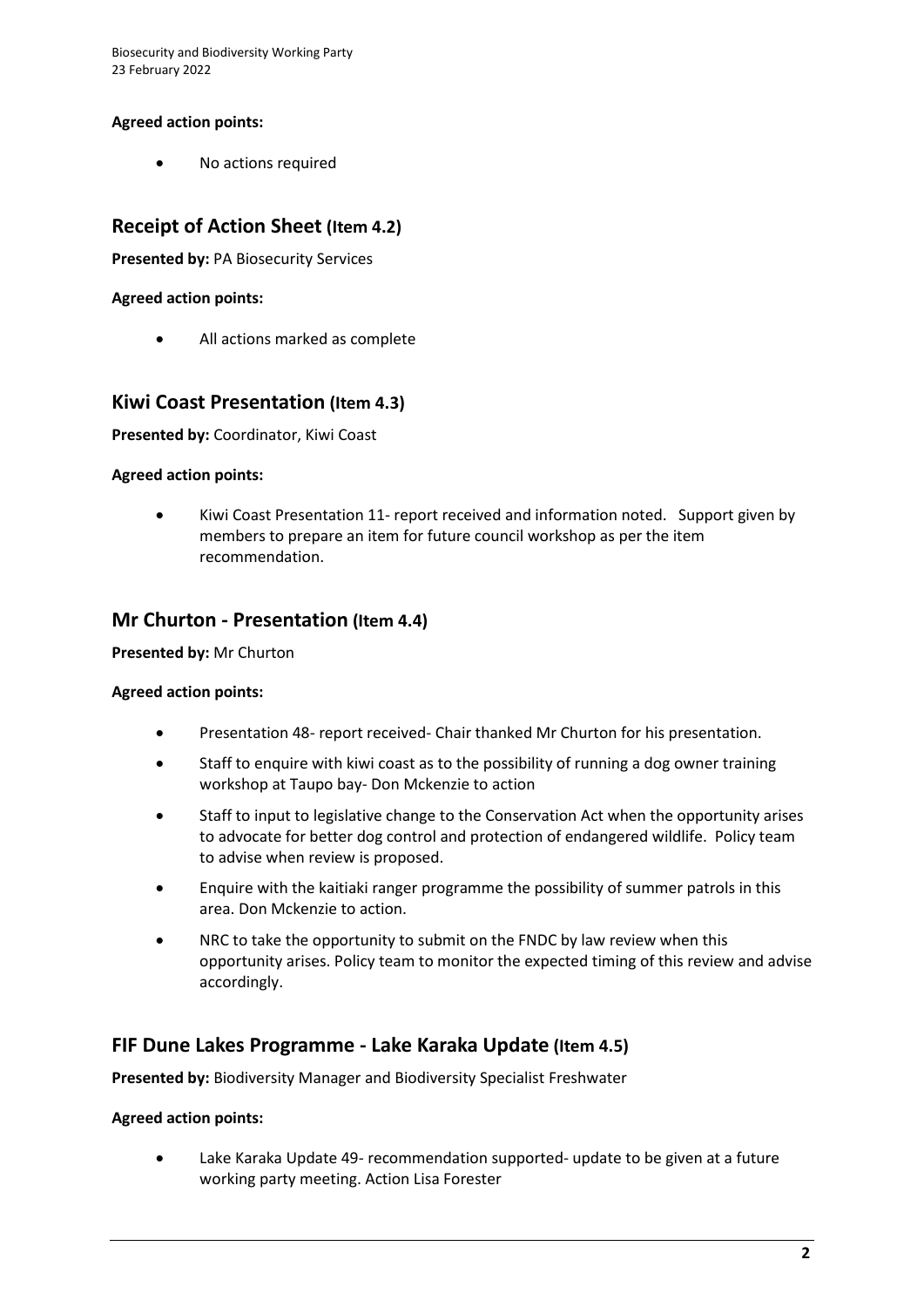**Agreed action points:**

- No actions required

## Receipt of Action Sheet (Item 4.2)

**Presented by:** PA Biosecurity Services

**Agreed action points:**

- All actions marked as complete

## Kiwi Coast Presentation (Item 4.3)

**Presented by:** Coordinator, Kiwi Coast

**Agreed action points:**

- Kiwi Coast Presentation 11- report received and information noted. Support given by members to prepare an item for future council workshop as per the item recommendation.

## Mr Churton - Presentation (Item 4.4)

**Presented by:** Mr Churton

**Agreed action points:**

- Presentation 48- report received- Chair thanked Mr Churton for his presentation.
- Staff to enquire with kiwi coast as to the possibility of running a dog owner training workshop at Taupo bay- Don Mckenzie to action
- Staff to input to legislative change to the Conservation Act when the opportunity arises to advocate for better dog control and protection of endangered wildlife. Policy team to advise when review is proposed.
- Enquire with the kaitiaki ranger programme the possibility of summer patrols in this area. Don Mckenzie to action.
- NRC to take the opportunity to submit on the FNDC by law review when this opportunity arises. Policy team to monitor the expected timing of this review and advise accordingly.

## FIF Dune Lakes Programme - Lake Karaka Update (Item 4.5)

**Presented by:** Biodiversity Manager and Biodiversity Specialist Freshwater

**Agreed action points:**

- Lake Karaka Update 49- recommendation supported- update to be given at a future working party meeting. Action Lisa Forester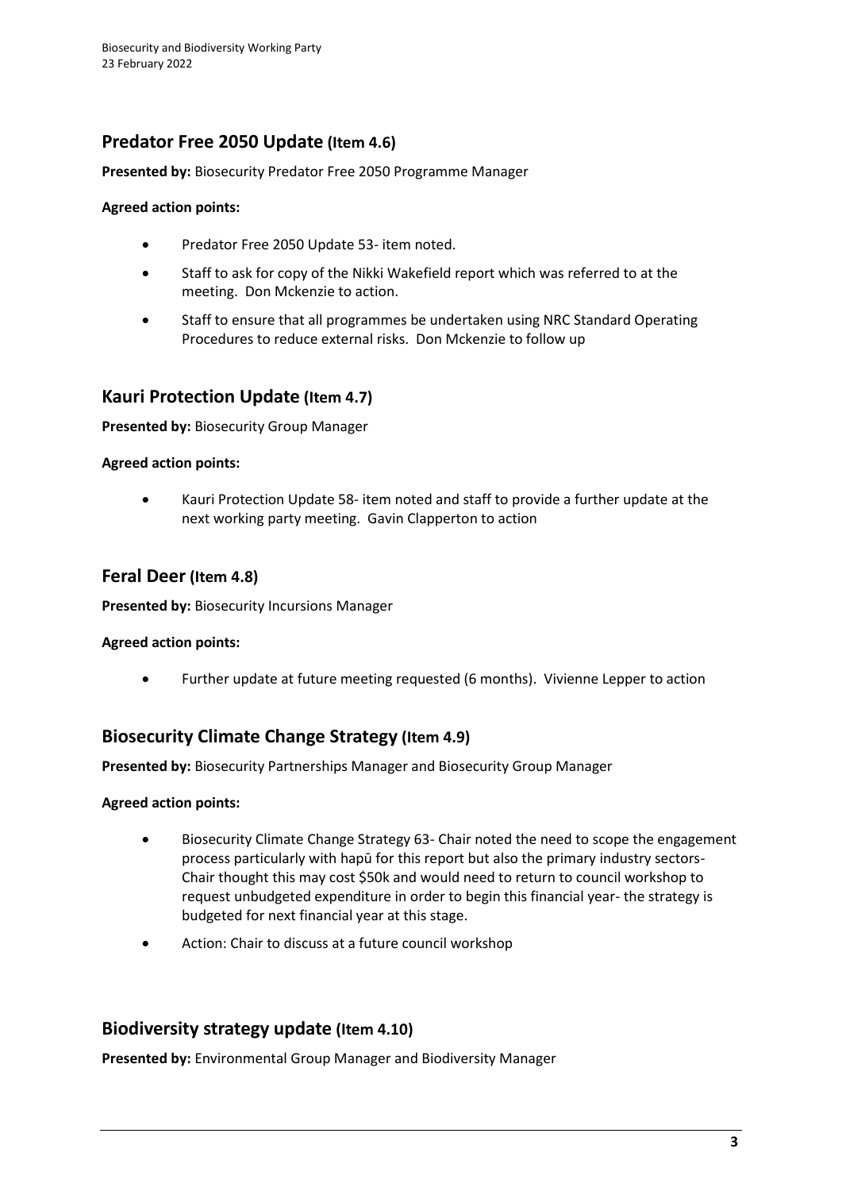## Predator Free 2050 Update (Item 4.6)

**Presented by:** Biosecurity Predator Free 2050 Programme Manager

**Agreed action points:**

- Predator Free 2050 Update 53- item noted.
- Staff to ask for copy of the Nikki Wakefield report which was referred to at the meeting. Don Mckenzie to action.
- Staff to ensure that all programmes be undertaken using NRC Standard Operating Procedures to reduce external risks. Don Mckenzie to follow up

## Kauri Protection Update (Item 4.7)

**Presented by:** Biosecurity Group Manager

**Agreed action points:**

- Kauri Protection Update 58- item noted and staff to provide a further update at the next working party meeting. Gavin Clapperton to action

## Feral Deer (Item 4.8)

**Presented by:** Biosecurity Incursions Manager

**Agreed action points:**

- Further update at future meeting requested (6 months). Vivienne Lepper to action

## Biosecurity Climate Change Strategy (Item 4.9)

**Presented by:** Biosecurity Partnerships Manager and Biosecurity Group Manager

**Agreed action points:**

- Biosecurity Climate Change Strategy 63- Chair noted the need to scope the engagement process particularly with hapū for this report but also the primary industry sectors- Chair thought this may cost $50k and would need to return to council workshop to request unbudgeted expenditure in order to begin this financial year- the strategy is budgeted for next financial year at this stage.
- Action: Chair to discuss at a future council workshop

## Biodiversity strategy update (Item 4.10)

**Presented by:** Environmental Group Manager and Biodiversity Manager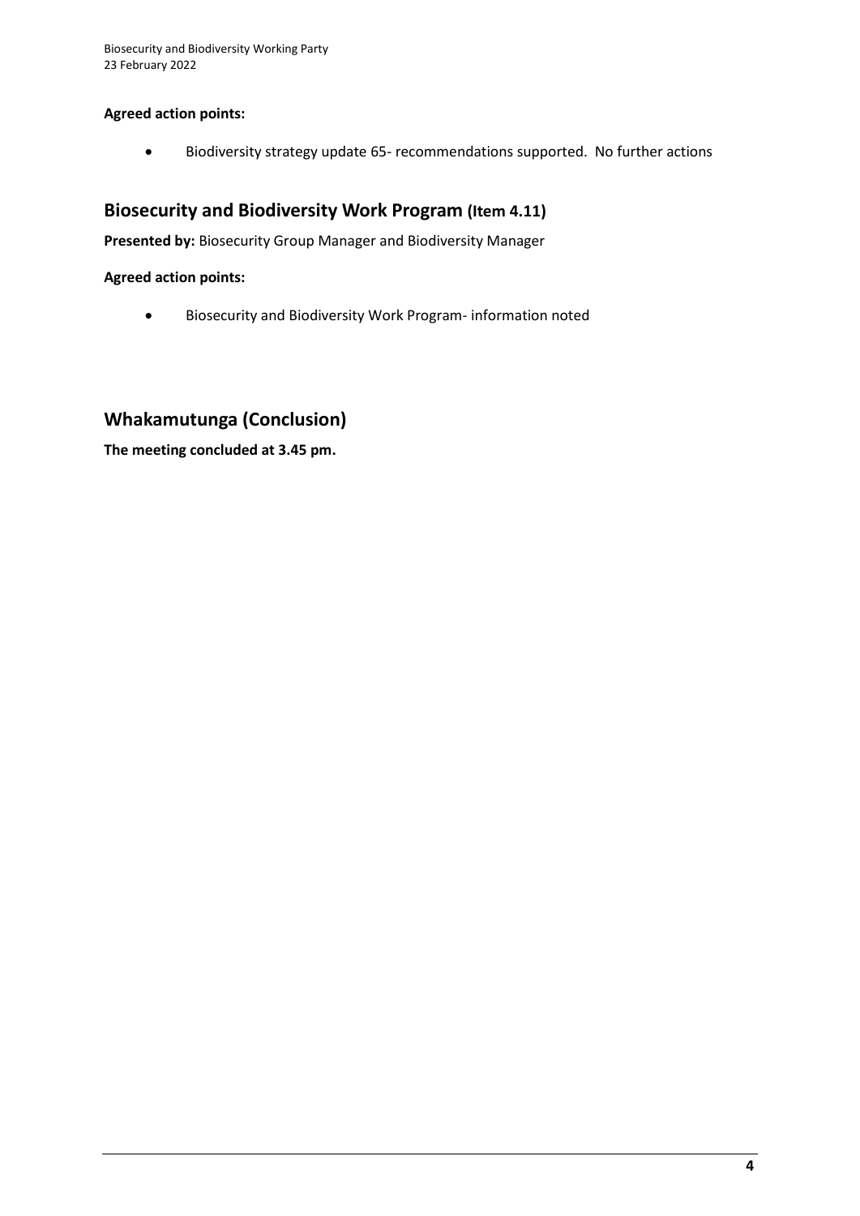**Agreed action points:**

- Biodiversity strategy update 65- recommendations supported. No further actions

## Biosecurity and Biodiversity Work Program (Item 4.11)

**Presented by:** Biosecurity Group Manager and Biodiversity Manager

**Agreed action points:**

- Biosecurity and Biodiversity Work Program- information noted

## Whakamutunga (Conclusion)

**The meeting concluded at 3.45 pm.**